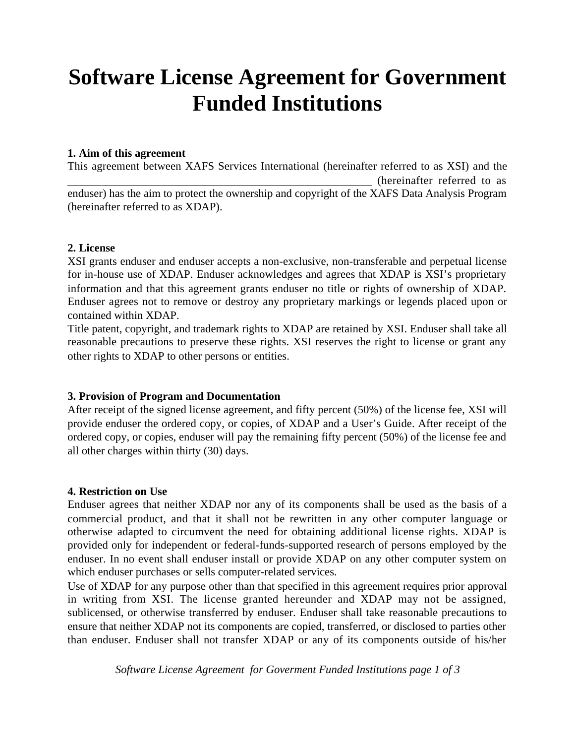# Software License Agreement for Government Funded Institutions

**1. Aim of this agreement**

This agreement between XAFS Services International (hereinafter referred to as XSI) and the _______________________________________________________ (hereinafter referred to as enduser) has the aim to protect the ownership and copyright of the XAFS Data Analysis Program (hereinafter referred to as XDAP).

**2. License**

XSI grants enduser and enduser accepts a non-exclusive, non-transferable and perpetual license for in-house use of XDAP. Enduser acknowledges and agrees that XDAP is XSI's proprietary information and that this agreement grants enduser no title or rights of ownership of XDAP. Enduser agrees not to remove or destroy any proprietary markings or legends placed upon or contained within XDAP.

Title patent, copyright, and trademark rights to XDAP are retained by XSI. Enduser shall take all reasonable precautions to preserve these rights. XSI reserves the right to license or grant any other rights to XDAP to other persons or entities.

**3. Provision of Program and Documentation**

After receipt of the signed license agreement, and fifty percent (50%) of the license fee, XSI will provide enduser the ordered copy, or copies, of XDAP and a User's Guide. After receipt of the ordered copy, or copies, enduser will pay the remaining fifty percent (50%) of the license fee and all other charges within thirty (30) days.

**4. Restriction on Use**

Enduser agrees that neither XDAP nor any of its components shall be used as the basis of a commercial product, and that it shall not be rewritten in any other computer language or otherwise adapted to circumvent the need for obtaining additional license rights. XDAP is provided only for independent or federal-funds-supported research of persons employed by the enduser. In no event shall enduser install or provide XDAP on any other computer system on which enduser purchases or sells computer-related services.

Use of XDAP for any purpose other than that specified in this agreement requires prior approval in writing from XSI. The license granted hereunder and XDAP may not be assigned, sublicensed, or otherwise transferred by enduser. Enduser shall take reasonable precautions to ensure that neither XDAP not its components are copied, transferred, or disclosed to parties other than enduser. Enduser shall not transfer XDAP or any of its components outside of his/her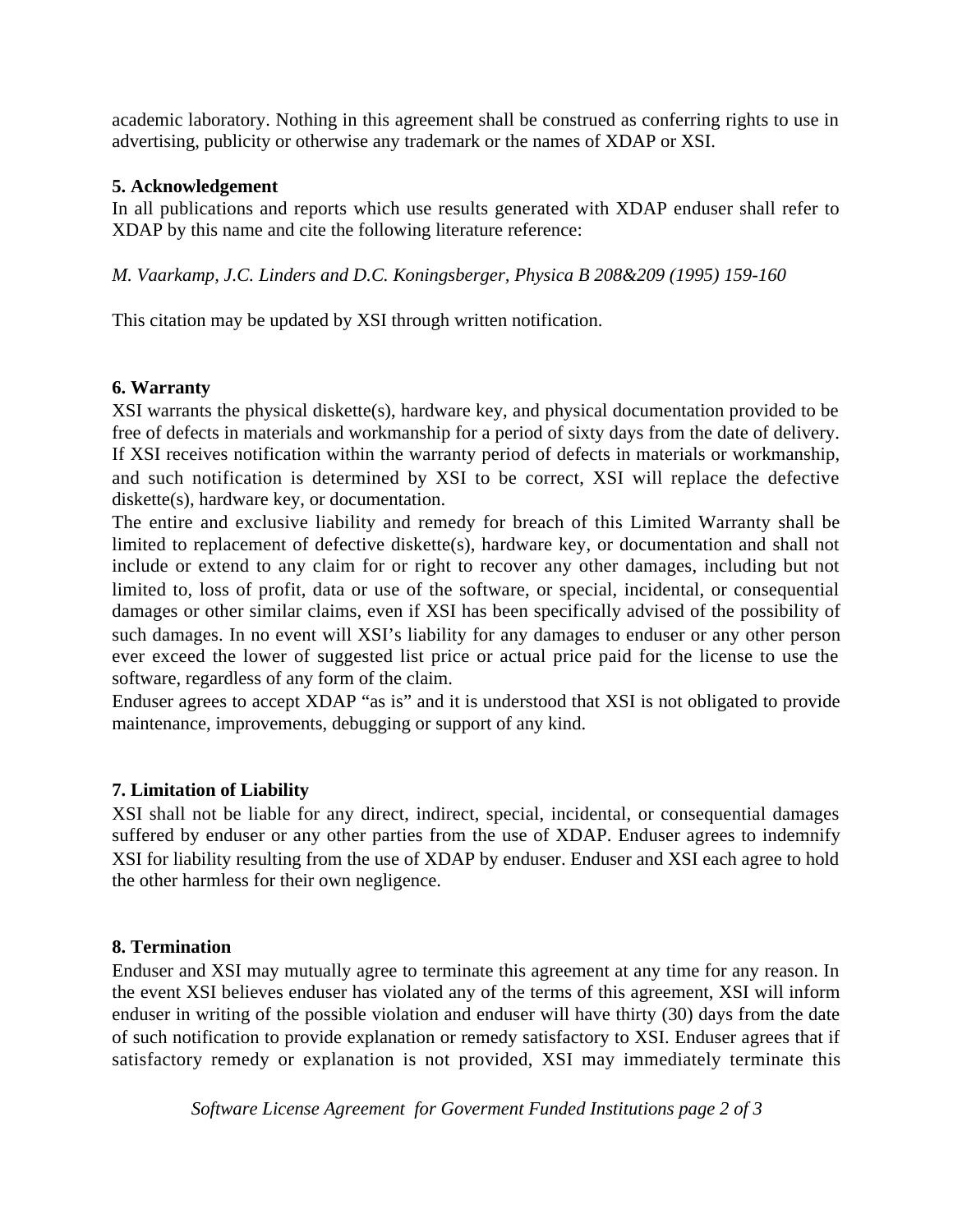academic laboratory. Nothing in this agreement shall be construed as conferring rights to use in advertising, publicity or otherwise any trademark or the names of XDAP or XSI.

**5. Acknowledgement**

In all publications and reports which use results generated with XDAP enduser shall refer to XDAP by this name and cite the following literature reference:

*M. Vaarkamp, J.C. Linders and D.C. Koningsberger, Physica B 208&209 (1995) 159-160*

This citation may be updated by XSI through written notification.

**6. Warranty**

XSI warrants the physical diskette(s), hardware key, and physical documentation provided to be free of defects in materials and workmanship for a period of sixty days from the date of delivery. If XSI receives notification within the warranty period of defects in materials or workmanship, and such notification is determined by XSI to be correct, XSI will replace the defective diskette(s), hardware key, or documentation.

The entire and exclusive liability and remedy for breach of this Limited Warranty shall be limited to replacement of defective diskette(s), hardware key, or documentation and shall not include or extend to any claim for or right to recover any other damages, including but not limited to, loss of profit, data or use of the software, or special, incidental, or consequential damages or other similar claims, even if XSI has been specifically advised of the possibility of such damages. In no event will XSI's liability for any damages to enduser or any other person ever exceed the lower of suggested list price or actual price paid for the license to use the software, regardless of any form of the claim.

Enduser agrees to accept XDAP "as is" and it is understood that XSI is not obligated to provide maintenance, improvements, debugging or support of any kind.

**7. Limitation of Liability**

XSI shall not be liable for any direct, indirect, special, incidental, or consequential damages suffered by enduser or any other parties from the use of XDAP. Enduser agrees to indemnify XSI for liability resulting from the use of XDAP by enduser. Enduser and XSI each agree to hold the other harmless for their own negligence.

**8. Termination**

Enduser and XSI may mutually agree to terminate this agreement at any time for any reason. In the event XSI believes enduser has violated any of the terms of this agreement, XSI will inform enduser in writing of the possible violation and enduser will have thirty (30) days from the date of such notification to provide explanation or remedy satisfactory to XSI. Enduser agrees that if satisfactory remedy or explanation is not provided, XSI may immediately terminate this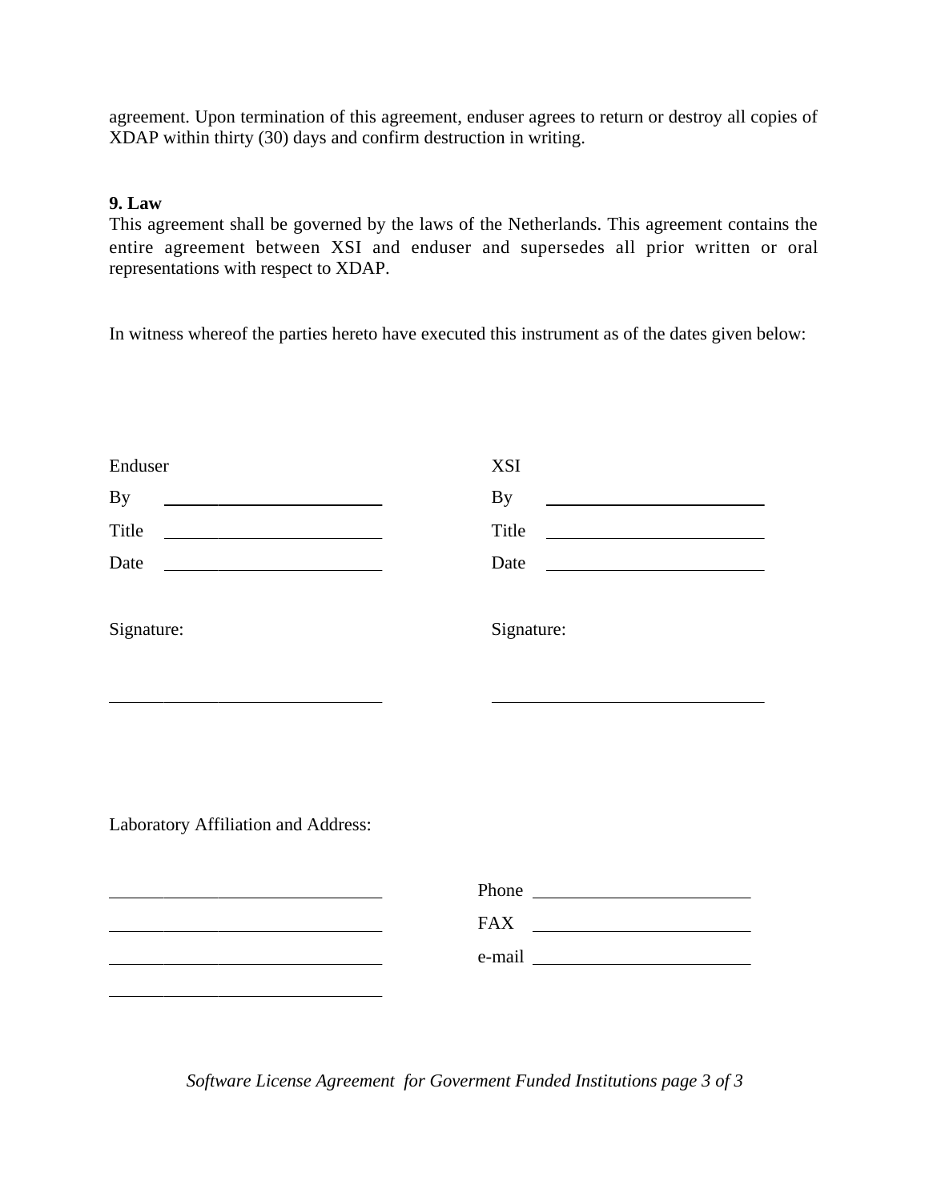agreement. Upon termination of this agreement, enduser agrees to return or destroy all copies of XDAP within thirty (30) days and confirm destruction in writing.

**9. Law**

This agreement shall be governed by the laws of the Netherlands. This agreement contains the entire agreement between XSI and enduser and supersedes all prior written or oral representations with respect to XDAP.

In witness whereof the parties hereto have executed this instrument as of the dates given below:

| Enduser | XSI |
| --- | --- |
| By ______________________ | By ______________________ |
| Title ______________________ | Title ______________________ |
| Date ______________________ | Date ______________________ |
| Signature: | Signature: |
| ____________________________ | ____________________________ |

Laboratory Affiliation and Address:

| | |
| --- | --- |
| ____________________________ | Phone ______________________ |
| ____________________________ | FAX ______________________ |
| ____________________________ | e-mail ______________________ |
| ____________________________ | |